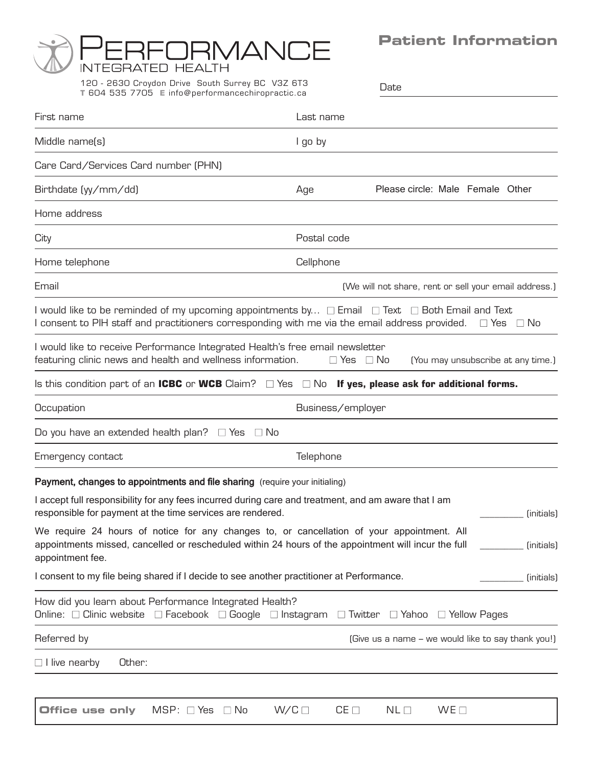# PERFORMANCE
INTEGRATED HEALTH

120 - 2630 Croydon Drive South Surrey BC V3Z 6T3
**T** 604 535 7705 **E** info@performancechiropractic.ca

## Patient Information

Date

First name | Last name

Middle name(s) | I go by

Care Card/Services Card number (PHN)

Birthdate (yy/mm/dd) | Age | Please circle: Male Female Other

Home address

City | Postal code

Home telephone | Cellphone

Email (We will not share, rent or sell your email address.)

I would like to be reminded of my upcoming appointments by... ☐ Email ☐ Text ☐ Both Email and Text
I consent to PIH staff and practitioners corresponding with me via the email address provided. ☐ Yes ☐ No

I would like to receive Performance Integrated Health's free email newsletter featuring clinic news and health and wellness information. ☐ Yes ☐ No (You may unsubscribe at any time.)

Is this condition part of an **ICBC** or **WCB** Claim? ☐ Yes ☐ No **If yes, please ask for additional forms.**

Occupation | Business/employer

Do you have an extended health plan? ☐ Yes ☐ No

Emergency contact | Telephone

**Payment, changes to appointments and file sharing** (require your initialing)

I accept full responsibility for any fees incurred during care and treatment, and am aware that I am responsible for payment at the time services are rendered. ________ (initials)

We require 24 hours of notice for any changes to, or cancellation of your appointment. All appointments missed, cancelled or rescheduled within 24 hours of the appointment will incur the full appointment fee. ________ (initials)

I consent to my file being shared if I decide to see another practitioner at Performance. ________ (initials)

How did you learn about Performance Integrated Health?
Online: ☐ Clinic website ☐ Facebook ☐ Google ☐ Instagram ☐ Twitter ☐ Yahoo ☐ Yellow Pages

Referred by (Give us a name – we would like to say thank you!)

☐ I live nearby Other:

**Office use only** MSP: ☐ Yes ☐ No W/C ☐ CE ☐ NL ☐ WE ☐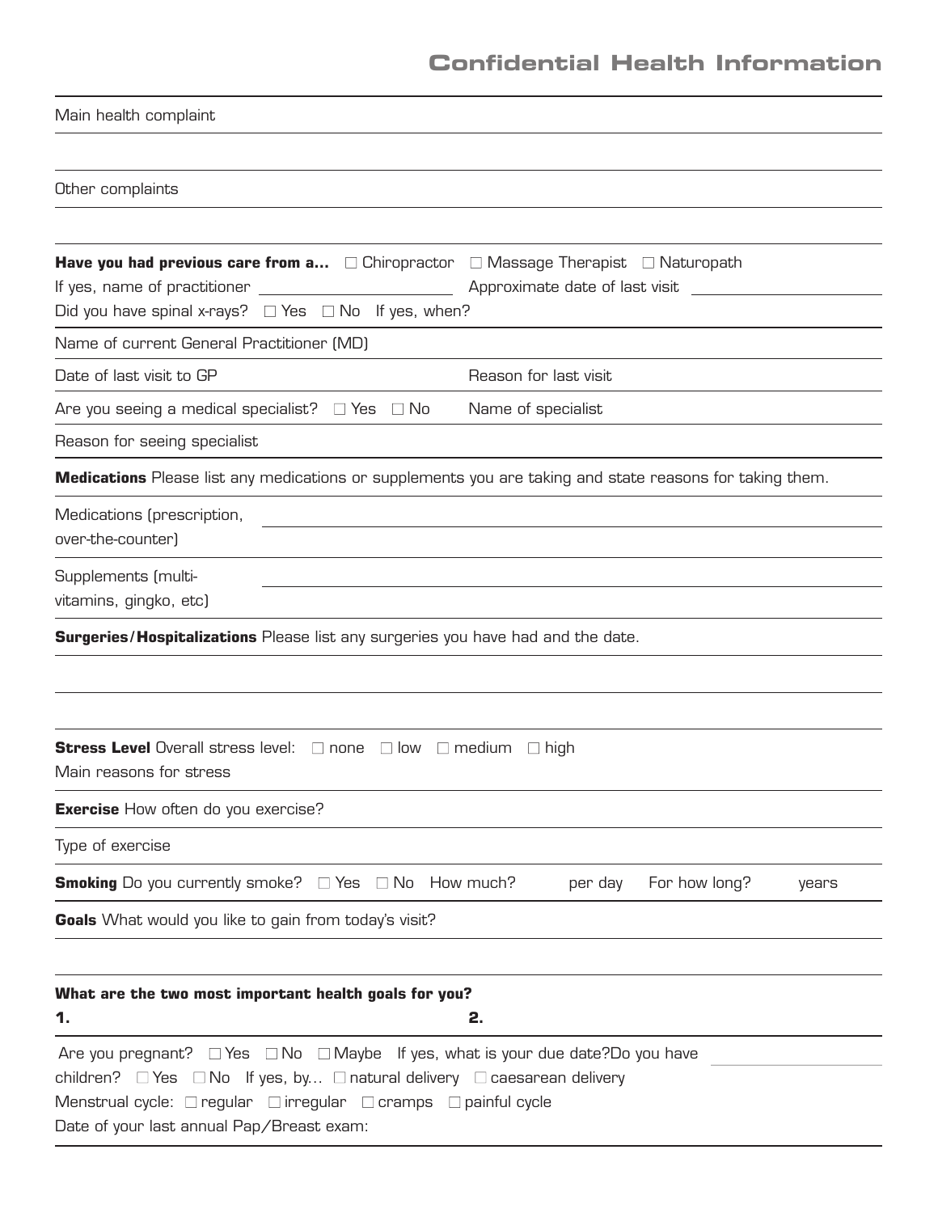# Confidential Health Information

Main health complaint

Other complaints

**Have you had previous care from a...** ☐ Chiropractor ☐ Massage Therapist ☐ Naturopath

If yes, name of practitioner ______________________ Approximate date of last visit ______________________

Did you have spinal x-rays? ☐ Yes ☐ No If yes, when?

Name of current General Practitioner (MD)

Date of last visit to GP Reason for last visit

Are you seeing a medical specialist? ☐ Yes ☐ No Name of specialist

Reason for seeing specialist

**Medications** Please list any medications or supplements you are taking and state reasons for taking them.

Medications (prescription, over-the-counter) ______________________

Supplements (multi-vitamins, gingko, etc) ______________________

**Surgeries/Hospitalizations** Please list any surgeries you have had and the date.

**Stress Level** Overall stress level: ☐ none ☐ low ☐ medium ☐ high

Main reasons for stress

**Exercise** How often do you exercise?

Type of exercise

**Smoking** Do you currently smoke? ☐ Yes ☐ No How much? per day For how long? years

**Goals** What would you like to gain from today's visit?

**What are the two most important health goals for you?**

**1.** **2.**

Are you pregnant? ☐ Yes ☐ No ☐ Maybe If yes, what is your due date?Do you have children? ☐ Yes ☐ No If yes, by... ☐ natural delivery ☐ caesarean delivery

Menstrual cycle: ☐ regular ☐ irregular ☐ cramps ☐ painful cycle

Date of your last annual Pap/Breast exam: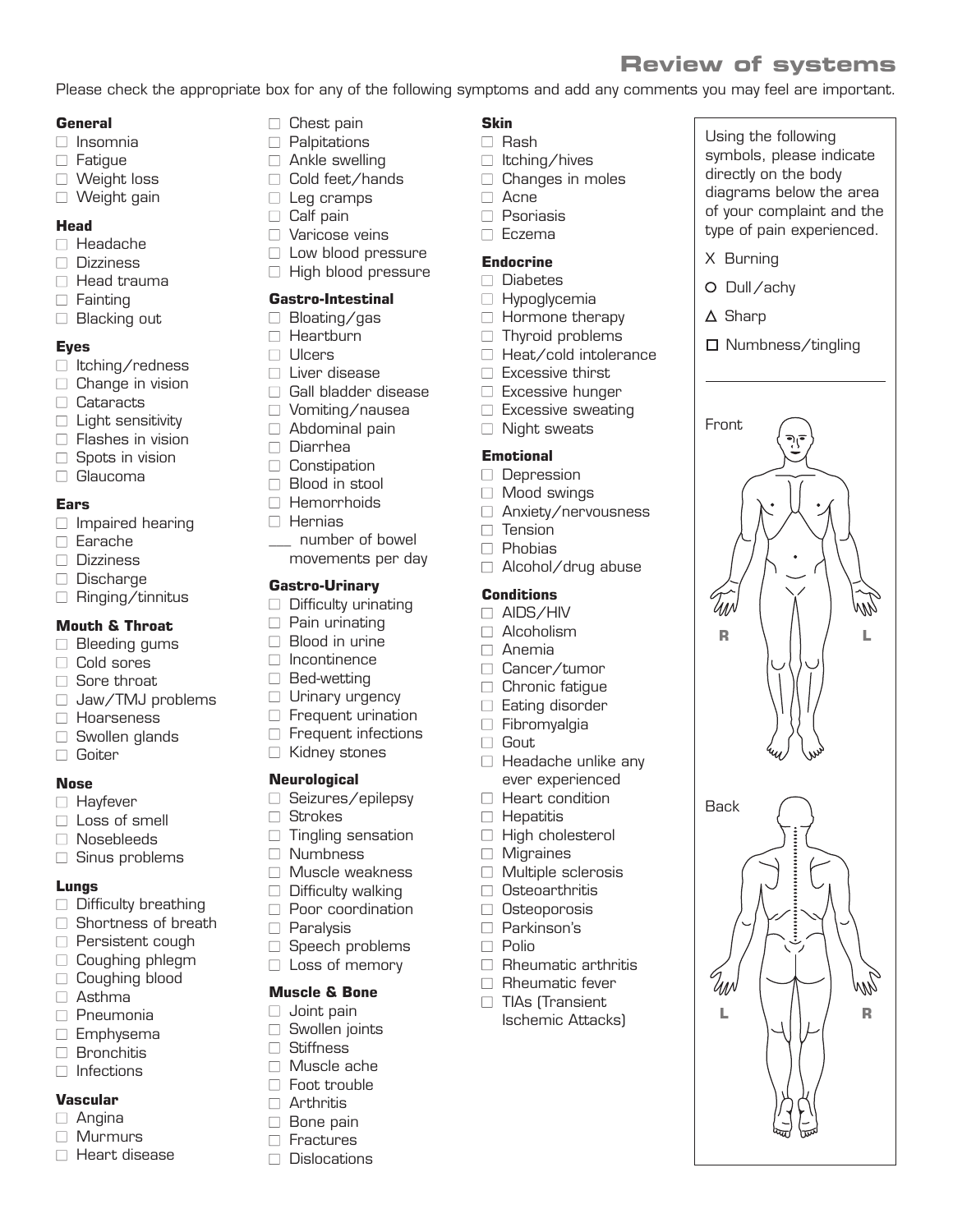# Review of systems

Please check the appropriate box for any of the following symptoms and add any comments you may feel are important.

**General**
- ☐ Insomnia
- ☐ Fatigue
- ☐ Weight loss
- ☐ Weight gain

**Head**
- ☐ Headache
- ☐ Dizziness
- ☐ Head trauma
- ☐ Fainting
- ☐ Blacking out

**Eyes**
- ☐ Itching/redness
- ☐ Change in vision
- ☐ Cataracts
- ☐ Light sensitivity
- ☐ Flashes in vision
- ☐ Spots in vision
- ☐ Glaucoma

**Ears**
- ☐ Impaired hearing
- ☐ Earache
- ☐ Dizziness
- ☐ Discharge
- ☐ Ringing/tinnitus

**Mouth & Throat**
- ☐ Bleeding gums
- ☐ Cold sores
- ☐ Sore throat
- ☐ Jaw/TMJ problems
- ☐ Hoarseness
- ☐ Swollen glands
- ☐ Goiter

**Nose**
- ☐ Hayfever
- ☐ Loss of smell
- ☐ Nosebleeds
- ☐ Sinus problems

**Lungs**
- ☐ Difficulty breathing
- ☐ Shortness of breath
- ☐ Persistent cough
- ☐ Coughing phlegm
- ☐ Coughing blood
- ☐ Asthma
- ☐ Pneumonia
- ☐ Emphysema
- ☐ Bronchitis
- ☐ Infections

**Vascular**
- ☐ Angina
- ☐ Murmurs
- ☐ Heart disease
- ☐ Chest pain
- ☐ Palpitations
- ☐ Ankle swelling
- ☐ Cold feet/hands
- ☐ Leg cramps
- ☐ Calf pain
- ☐ Varicose veins
- ☐ Low blood pressure
- ☐ High blood pressure

**Gastro-Intestinal**
- ☐ Bloating/gas
- ☐ Heartburn
- ☐ Ulcers
- ☐ Liver disease
- ☐ Gall bladder disease
- ☐ Vomiting/nausea
- ☐ Abdominal pain
- ☐ Diarrhea
- ☐ Constipation
- ☐ Blood in stool
- ☐ Hemorrhoids
- ☐ Hernias
- ___ number of bowel movements per day

**Gastro-Urinary**
- ☐ Difficulty urinating
- ☐ Pain urinating
- ☐ Blood in urine
- ☐ Incontinence
- ☐ Bed-wetting
- ☐ Urinary urgency
- ☐ Frequent urination
- ☐ Frequent infections
- ☐ Kidney stones

**Neurological**
- ☐ Seizures/epilepsy
- ☐ Strokes
- ☐ Tingling sensation
- ☐ Numbness
- ☐ Muscle weakness
- ☐ Difficulty walking
- ☐ Poor coordination
- ☐ Paralysis
- ☐ Speech problems
- ☐ Loss of memory

**Muscle & Bone**
- ☐ Joint pain
- ☐ Swollen joints
- ☐ Stiffness
- ☐ Muscle ache
- ☐ Foot trouble
- ☐ Arthritis
- ☐ Bone pain
- ☐ Fractures
- ☐ Dislocations

**Skin**
- ☐ Rash
- ☐ Itching/hives
- ☐ Changes in moles
- ☐ Acne
- ☐ Psoriasis
- ☐ Eczema

**Endocrine**
- ☐ Diabetes
- ☐ Hypoglycemia
- ☐ Hormone therapy
- ☐ Thyroid problems
- ☐ Heat/cold intolerance
- ☐ Excessive thirst
- ☐ Excessive hunger
- ☐ Excessive sweating
- ☐ Night sweats

**Emotional**
- ☐ Depression
- ☐ Mood swings
- ☐ Anxiety/nervousness
- ☐ Tension
- ☐ Phobias
- ☐ Alcohol/drug abuse

**Conditions**
- ☐ AIDS/HIV
- ☐ Alcoholism
- ☐ Anemia
- ☐ Cancer/tumor
- ☐ Chronic fatigue
- ☐ Eating disorder
- ☐ Fibromyalgia
- ☐ Gout
- ☐ Headache unlike any ever experienced
- ☐ Heart condition
- ☐ Hepatitis
- ☐ High cholesterol
- ☐ Migraines
- ☐ Multiple sclerosis
- ☐ Osteoarthritis
- ☐ Osteoporosis
- ☐ Parkinson's
- ☐ Polio
- ☐ Rheumatic arthritis
- ☐ Rheumatic fever
- ☐ TIAs (Transient Ischemic Attacks)

Using the following symbols, please indicate directly on the body diagrams below the area of your complaint and the type of pain experienced.

- X Burning
- O Dull/achy
- Δ Sharp
- ☐ Numbness/tingling

Front

R L

Back

L R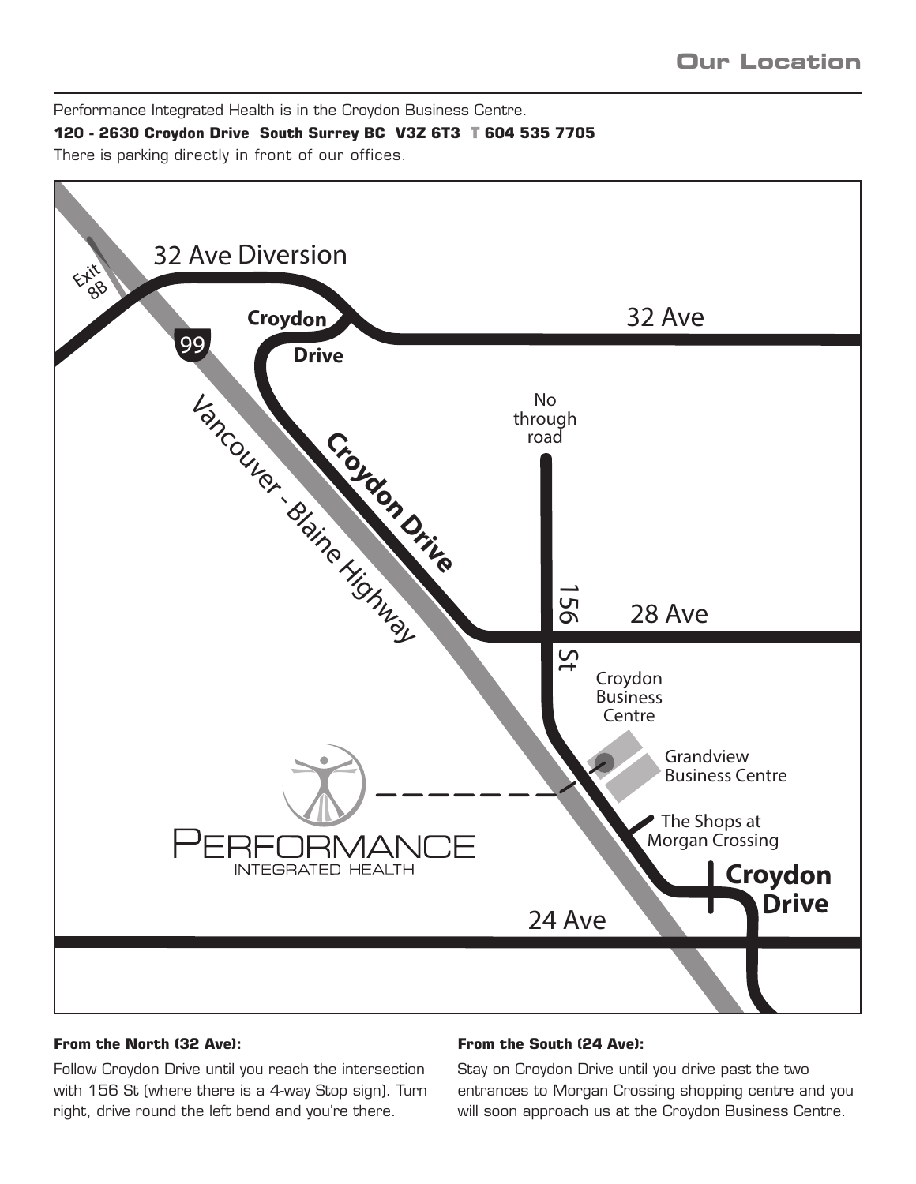## Our Location

Performance Integrated Health is in the Croydon Business Centre.

**120 - 2630 Croydon Drive South Surrey BC V3Z 6T3 T 604 535 7705**

There is parking directly in front of our offices.

32 Ave Diversion

Exit 8B

99

Croydon Drive

32 Ave

No through road

Vancouver - Blaine Highway

Croydon Drive

156 St

28 Ave

Croydon Business Centre

Grandview Business Centre

The Shops at Morgan Crossing

PERFORMANCE INTEGRATED HEALTH

Croydon Drive

24 Ave

**From the North (32 Ave):**

Follow Croydon Drive until you reach the intersection with 156 St (where there is a 4-way Stop sign). Turn right, drive round the left bend and you're there.

**From the South (24 Ave):**

Stay on Croydon Drive until you drive past the two entrances to Morgan Crossing shopping centre and you will soon approach us at the Croydon Business Centre.